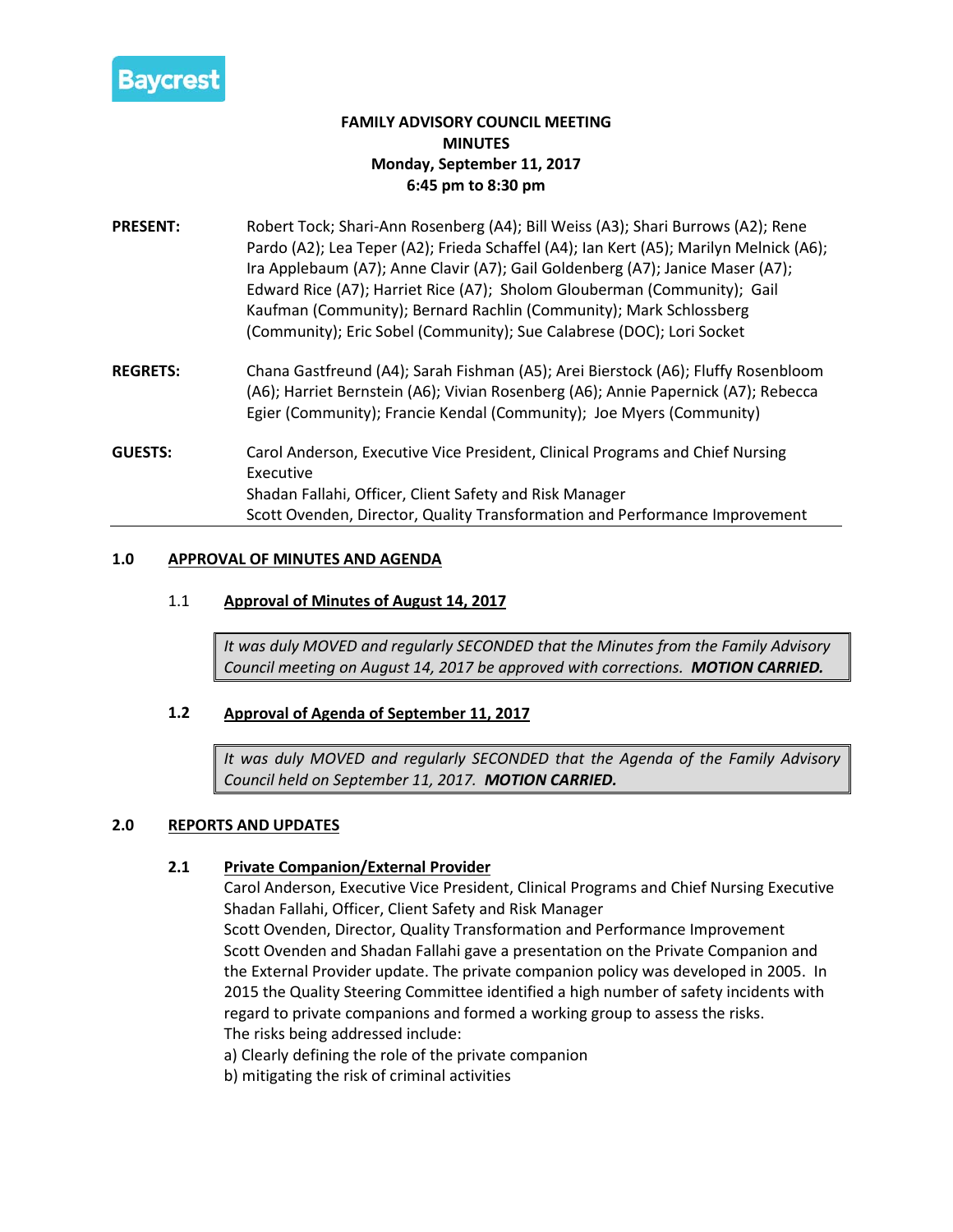Baycrest

**FAMILY ADVISORY COUNCIL MEETING**
**MINUTES**
**Monday, September 11, 2017**
**6:45 pm to 8:30 pm**

**PRESENT:** Robert Tock; Shari-Ann Rosenberg (A4); Bill Weiss (A3); Shari Burrows (A2); Rene Pardo (A2); Lea Teper (A2); Frieda Schaffel (A4); Ian Kert (A5); Marilyn Melnick (A6); Ira Applebaum (A7); Anne Clavir (A7); Gail Goldenberg (A7); Janice Maser (A7); Edward Rice (A7); Harriet Rice (A7); Sholom Glouberman (Community); Gail Kaufman (Community); Bernard Rachlin (Community); Mark Schlossberg (Community); Eric Sobel (Community); Sue Calabrese (DOC); Lori Socket

**REGRETS:** Chana Gastfreund (A4); Sarah Fishman (A5); Arei Bierstock (A6); Fluffy Rosenbloom (A6); Harriet Bernstein (A6); Vivian Rosenberg (A6); Annie Papernick (A7); Rebecca Egier (Community); Francie Kendal (Community); Joe Myers (Community)

**GUESTS:** Carol Anderson, Executive Vice President, Clinical Programs and Chief Nursing Executive
Shadan Fallahi, Officer, Client Safety and Risk Manager
Scott Ovenden, Director, Quality Transformation and Performance Improvement

---

## 1.0 APPROVAL OF MINUTES AND AGENDA

### 1.1 Approval of Minutes of August 14, 2017

*It was duly MOVED and regularly SECONDED that the Minutes from the Family Advisory Council meeting on August 14, 2017 be approved with corrections.* ***MOTION CARRIED.***

### 1.2 Approval of Agenda of September 11, 2017

*It was duly MOVED and regularly SECONDED that the Agenda of the Family Advisory Council held on September 11, 2017.* ***MOTION CARRIED.***

## 2.0 REPORTS AND UPDATES

### 2.1 Private Companion/External Provider

Carol Anderson, Executive Vice President, Clinical Programs and Chief Nursing Executive
Shadan Fallahi, Officer, Client Safety and Risk Manager
Scott Ovenden, Director, Quality Transformation and Performance Improvement
Scott Ovenden and Shadan Fallahi gave a presentation on the Private Companion and the External Provider update. The private companion policy was developed in 2005. In 2015 the Quality Steering Committee identified a high number of safety incidents with regard to private companions and formed a working group to assess the risks.
The risks being addressed include:
a) Clearly defining the role of the private companion
b) mitigating the risk of criminal activities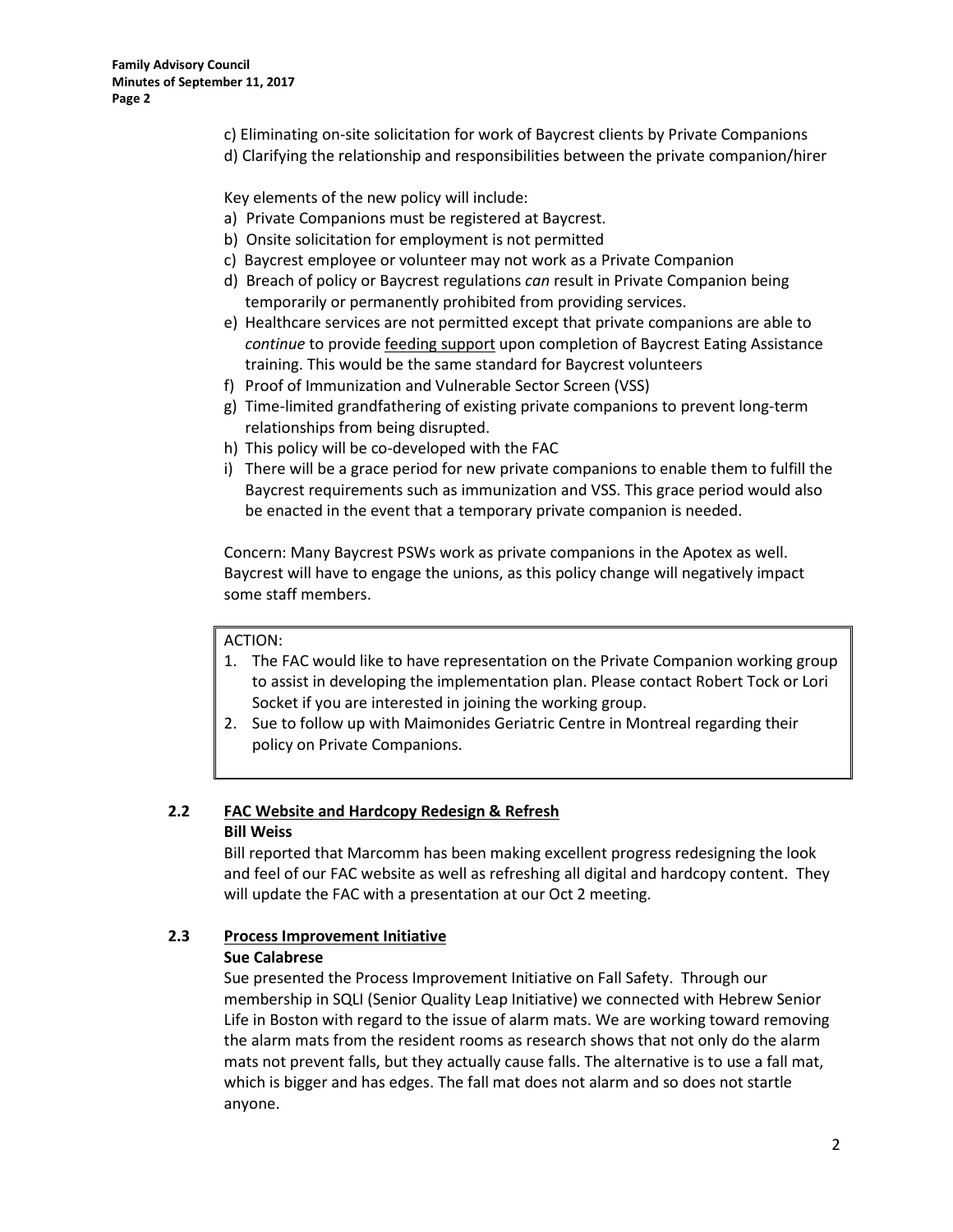c) Eliminating on-site solicitation for work of Baycrest clients by Private Companions
d) Clarifying the relationship and responsibilities between the private companion/hirer

Key elements of the new policy will include:

a) Private Companions must be registered at Baycrest.
b) Onsite solicitation for employment is not permitted
c) Baycrest employee or volunteer may not work as a Private Companion
d) Breach of policy or Baycrest regulations *can* result in Private Companion being temporarily or permanently prohibited from providing services.
e) Healthcare services are not permitted except that private companions are able to *continue* to provide <u>feeding support</u> upon completion of Baycrest Eating Assistance training. This would be the same standard for Baycrest volunteers
f) Proof of Immunization and Vulnerable Sector Screen (VSS)
g) Time-limited grandfathering of existing private companions to prevent long-term relationships from being disrupted.
h) This policy will be co-developed with the FAC
i) There will be a grace period for new private companions to enable them to fulfill the Baycrest requirements such as immunization and VSS. This grace period would also be enacted in the event that a temporary private companion is needed.

Concern: Many Baycrest PSWs work as private companions in the Apotex as well. Baycrest will have to engage the unions, as this policy change will negatively impact some staff members.

ACTION:

1. The FAC would like to have representation on the Private Companion working group to assist in developing the implementation plan. Please contact Robert Tock or Lori Socket if you are interested in joining the working group.
2. Sue to follow up with Maimonides Geriatric Centre in Montreal regarding their policy on Private Companions.

### 2.2 <u>FAC Website and Hardcopy Redesign & Refresh</u>

**Bill Weiss**

Bill reported that Marcomm has been making excellent progress redesigning the look and feel of our FAC website as well as refreshing all digital and hardcopy content. They will update the FAC with a presentation at our Oct 2 meeting.

### 2.3 <u>Process Improvement Initiative</u>

**Sue Calabrese**

Sue presented the Process Improvement Initiative on Fall Safety. Through our membership in SQLI (Senior Quality Leap Initiative) we connected with Hebrew Senior Life in Boston with regard to the issue of alarm mats. We are working toward removing the alarm mats from the resident rooms as research shows that not only do the alarm mats not prevent falls, but they actually cause falls. The alternative is to use a fall mat, which is bigger and has edges. The fall mat does not alarm and so does not startle anyone.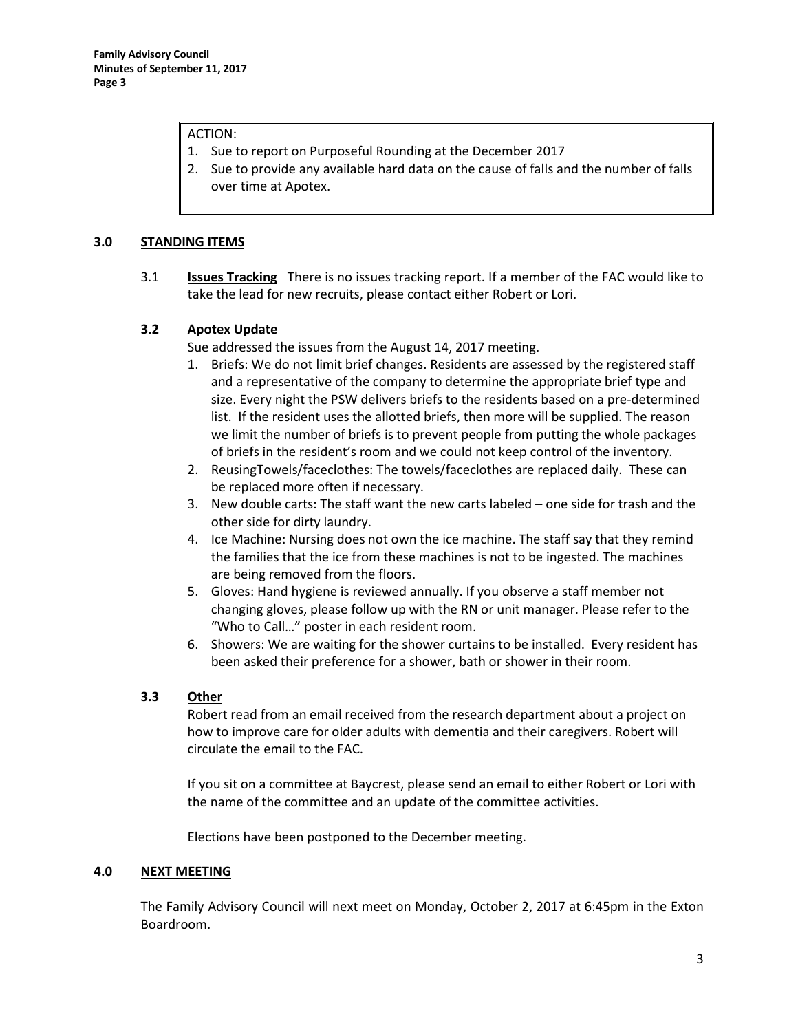ACTION:
1. Sue to report on Purposeful Rounding at the December 2017
2. Sue to provide any available hard data on the cause of falls and the number of falls over time at Apotex.

## 3.0 STANDING ITEMS

3.1 **Issues Tracking** There is no issues tracking report. If a member of the FAC would like to take the lead for new recruits, please contact either Robert or Lori.

### 3.2 Apotex Update

Sue addressed the issues from the August 14, 2017 meeting.

1. Briefs: We do not limit brief changes. Residents are assessed by the registered staff and a representative of the company to determine the appropriate brief type and size. Every night the PSW delivers briefs to the residents based on a pre-determined list. If the resident uses the allotted briefs, then more will be supplied. The reason we limit the number of briefs is to prevent people from putting the whole packages of briefs in the resident's room and we could not keep control of the inventory.
2. ReusingTowels/faceclothes: The towels/faceclothes are replaced daily. These can be replaced more often if necessary.
3. New double carts: The staff want the new carts labeled – one side for trash and the other side for dirty laundry.
4. Ice Machine: Nursing does not own the ice machine. The staff say that they remind the families that the ice from these machines is not to be ingested. The machines are being removed from the floors.
5. Gloves: Hand hygiene is reviewed annually. If you observe a staff member not changing gloves, please follow up with the RN or unit manager. Please refer to the "Who to Call…" poster in each resident room.
6. Showers: We are waiting for the shower curtains to be installed. Every resident has been asked their preference for a shower, bath or shower in their room.

### 3.3 Other

Robert read from an email received from the research department about a project on how to improve care for older adults with dementia and their caregivers. Robert will circulate the email to the FAC.

If you sit on a committee at Baycrest, please send an email to either Robert or Lori with the name of the committee and an update of the committee activities.

Elections have been postponed to the December meeting.

## 4.0 NEXT MEETING

The Family Advisory Council will next meet on Monday, October 2, 2017 at 6:45pm in the Exton Boardroom.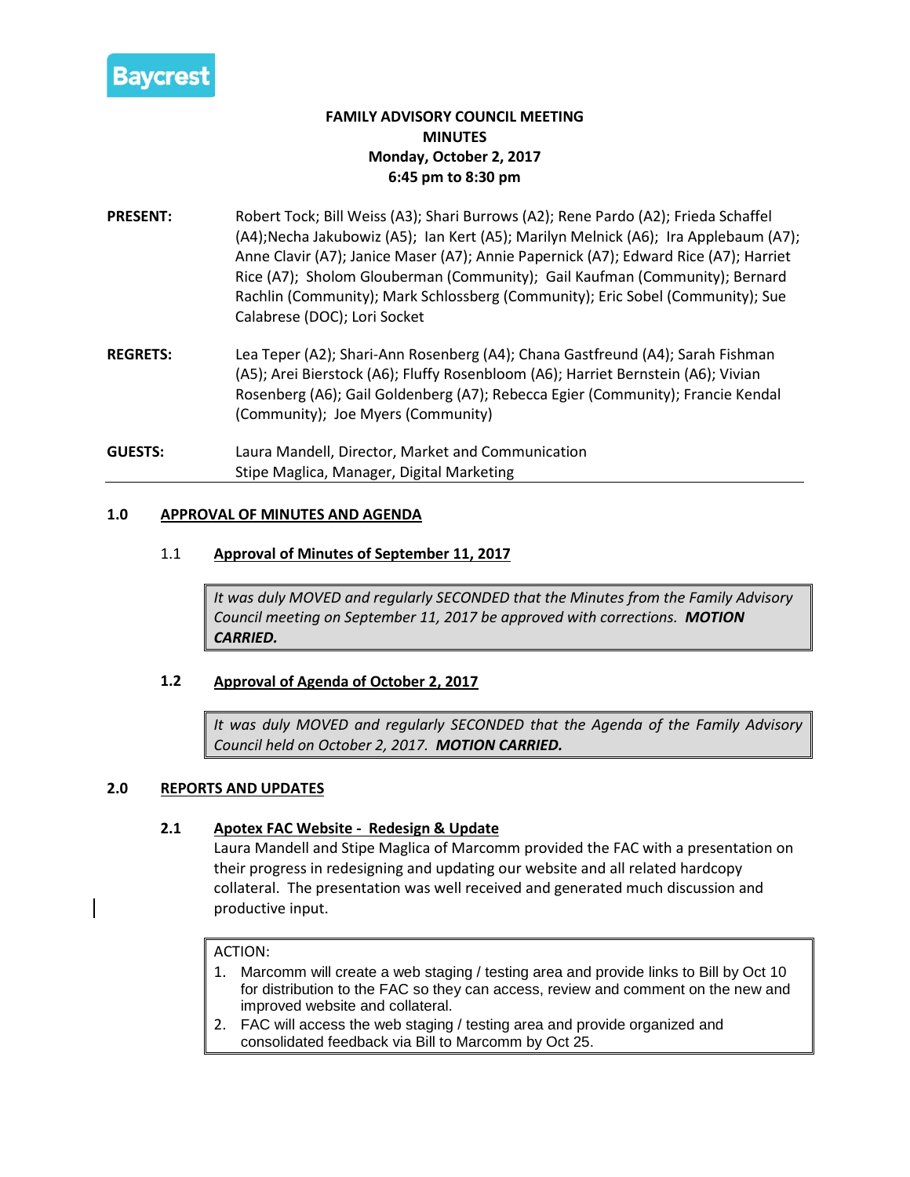Baycrest

**FAMILY ADVISORY COUNCIL MEETING**
**MINUTES**
**Monday, October 2, 2017**
**6:45 pm to 8:30 pm**

**PRESENT:** Robert Tock; Bill Weiss (A3); Shari Burrows (A2); Rene Pardo (A2); Frieda Schaffel (A4);Necha Jakubowiz (A5); Ian Kert (A5); Marilyn Melnick (A6); Ira Applebaum (A7); Anne Clavir (A7); Janice Maser (A7); Annie Papernick (A7); Edward Rice (A7); Harriet Rice (A7); Sholom Glouberman (Community); Gail Kaufman (Community); Bernard Rachlin (Community); Mark Schlossberg (Community); Eric Sobel (Community); Sue Calabrese (DOC); Lori Socket

**REGRETS:** Lea Teper (A2); Shari-Ann Rosenberg (A4); Chana Gastfreund (A4); Sarah Fishman (A5); Arei Bierstock (A6); Fluffy Rosenbloom (A6); Harriet Bernstein (A6); Vivian Rosenberg (A6); Gail Goldenberg (A7); Rebecca Egier (Community); Francie Kendal (Community); Joe Myers (Community)

**GUESTS:** Laura Mandell, Director, Market and Communication
Stipe Maglica, Manager, Digital Marketing

## 1.0 APPROVAL OF MINUTES AND AGENDA

### 1.1 Approval of Minutes of September 11, 2017

*It was duly MOVED and regularly SECONDED that the Minutes from the Family Advisory Council meeting on September 11, 2017 be approved with corrections.* ***MOTION CARRIED.***

### 1.2 Approval of Agenda of October 2, 2017

*It was duly MOVED and regularly SECONDED that the Agenda of the Family Advisory Council held on October 2, 2017.* ***MOTION CARRIED.***

## 2.0 REPORTS AND UPDATES

### 2.1 Apotex FAC Website - Redesign & Update

Laura Mandell and Stipe Maglica of Marcomm provided the FAC with a presentation on their progress in redesigning and updating our website and all related hardcopy collateral. The presentation was well received and generated much discussion and productive input.

ACTION:

1. Marcomm will create a web staging / testing area and provide links to Bill by Oct 10 for distribution to the FAC so they can access, review and comment on the new and improved website and collateral.
2. FAC will access the web staging / testing area and provide organized and consolidated feedback via Bill to Marcomm by Oct 25.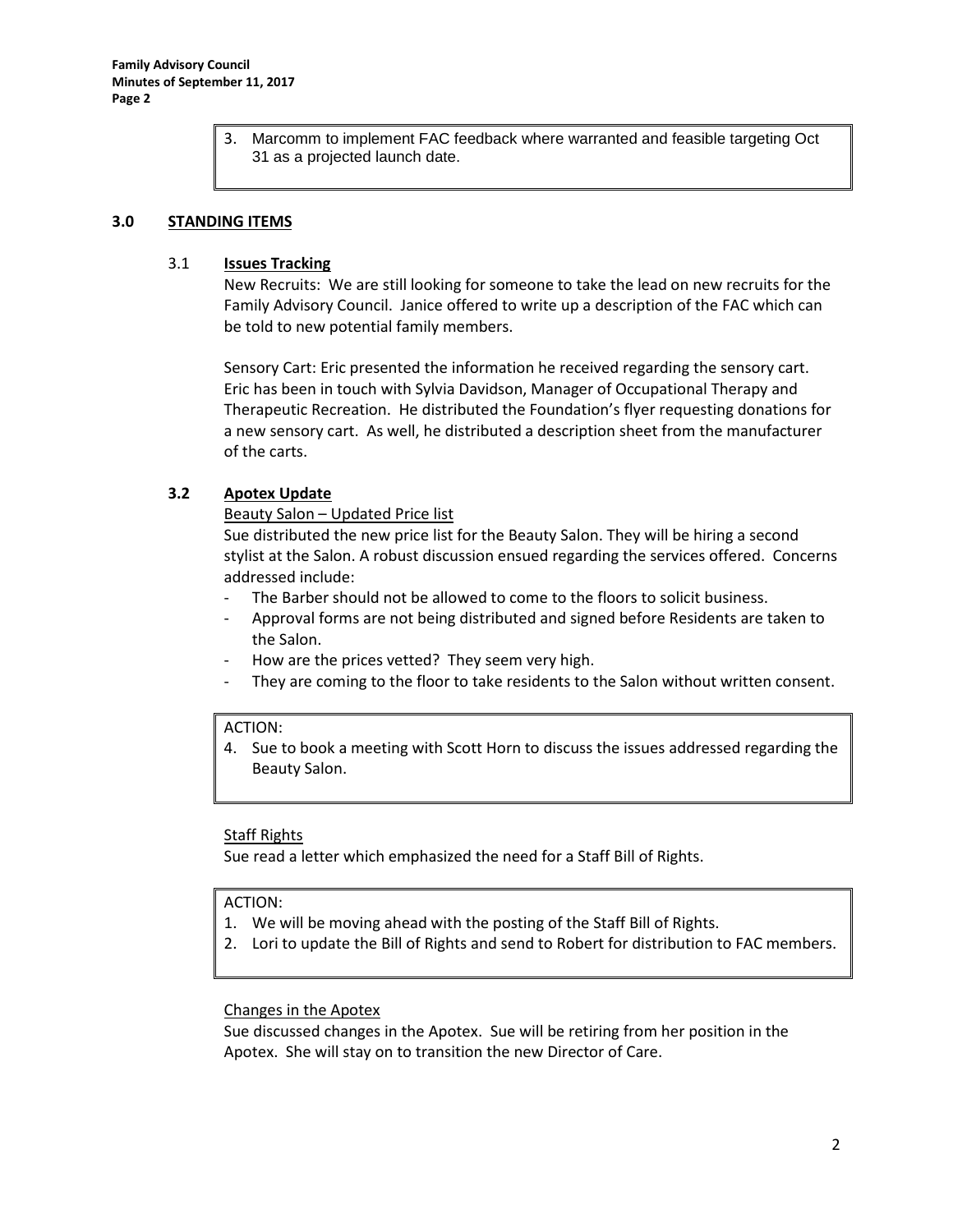3. Marcomm to implement FAC feedback where warranted and feasible targeting Oct 31 as a projected launch date.

## 3.0 STANDING ITEMS

### 3.1 Issues Tracking

New Recruits: We are still looking for someone to take the lead on new recruits for the Family Advisory Council. Janice offered to write up a description of the FAC which can be told to new potential family members.

Sensory Cart: Eric presented the information he received regarding the sensory cart. Eric has been in touch with Sylvia Davidson, Manager of Occupational Therapy and Therapeutic Recreation. He distributed the Foundation's flyer requesting donations for a new sensory cart. As well, he distributed a description sheet from the manufacturer of the carts.

### 3.2 Apotex Update

Beauty Salon – Updated Price list

Sue distributed the new price list for the Beauty Salon. They will be hiring a second stylist at the Salon. A robust discussion ensued regarding the services offered. Concerns addressed include:

- The Barber should not be allowed to come to the floors to solicit business.
- Approval forms are not being distributed and signed before Residents are taken to the Salon.
- How are the prices vetted? They seem very high.
- They are coming to the floor to take residents to the Salon without written consent.

ACTION:

4. Sue to book a meeting with Scott Horn to discuss the issues addressed regarding the Beauty Salon.

Staff Rights

Sue read a letter which emphasized the need for a Staff Bill of Rights.

ACTION:

1. We will be moving ahead with the posting of the Staff Bill of Rights.
2. Lori to update the Bill of Rights and send to Robert for distribution to FAC members.

Changes in the Apotex

Sue discussed changes in the Apotex. Sue will be retiring from her position in the Apotex. She will stay on to transition the new Director of Care.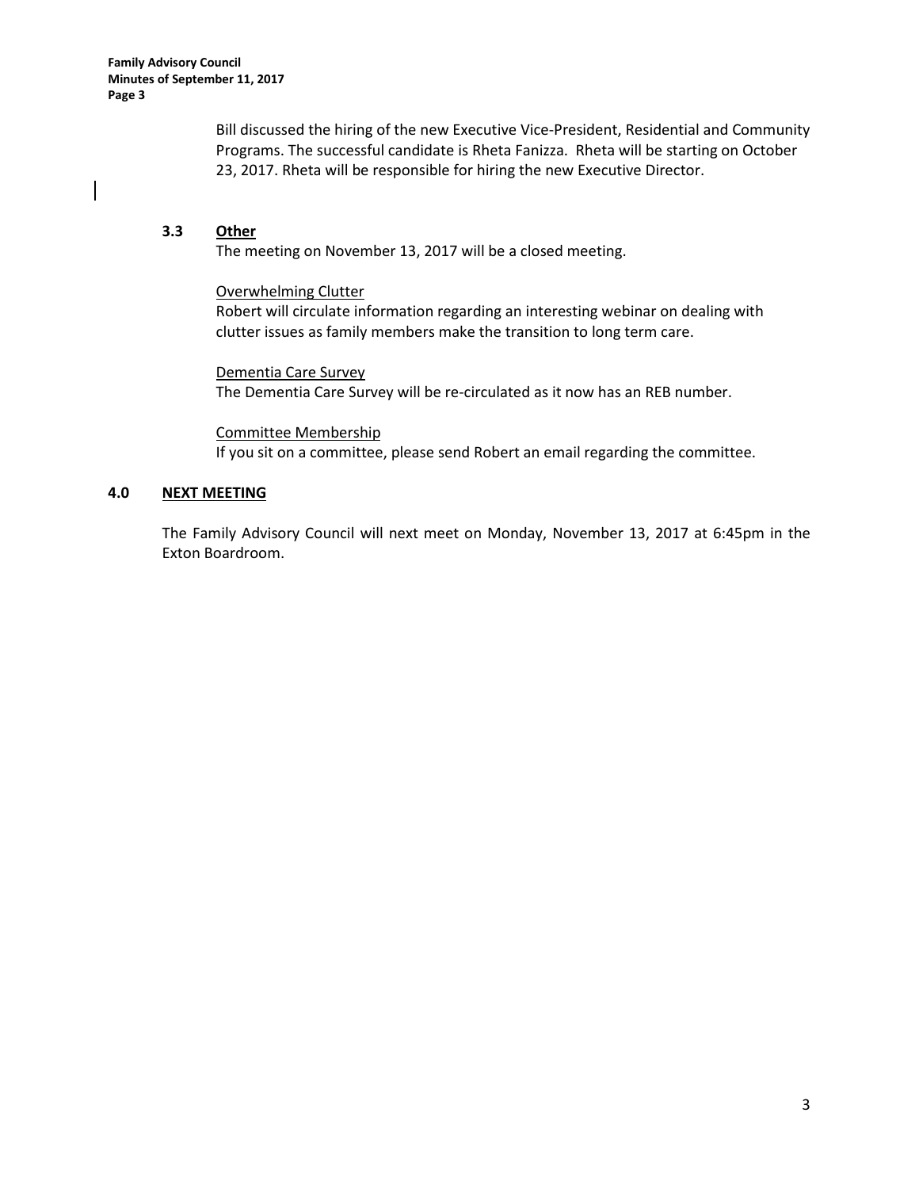Bill discussed the hiring of the new Executive Vice-President, Residential and Community Programs. The successful candidate is Rheta Fanizza. Rheta will be starting on October 23, 2017. Rheta will be responsible for hiring the new Executive Director.

### 3.3 Other

The meeting on November 13, 2017 will be a closed meeting.

Overwhelming Clutter

Robert will circulate information regarding an interesting webinar on dealing with clutter issues as family members make the transition to long term care.

Dementia Care Survey

The Dementia Care Survey will be re-circulated as it now has an REB number.

Committee Membership

If you sit on a committee, please send Robert an email regarding the committee.

## 4.0 NEXT MEETING

The Family Advisory Council will next meet on Monday, November 13, 2017 at 6:45pm in the Exton Boardroom.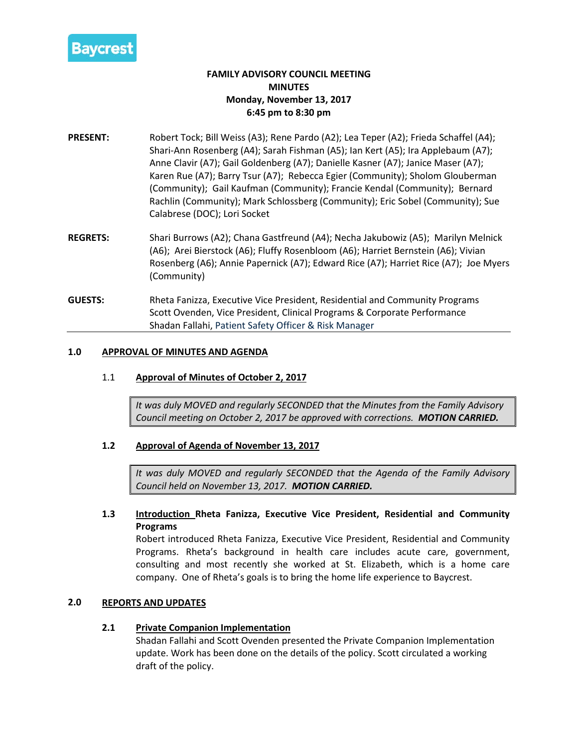# FAMILY ADVISORY COUNCIL MEETING
## MINUTES
### Monday, November 13, 2017
### 6:45 pm to 8:30 pm

**PRESENT:** Robert Tock; Bill Weiss (A3); Rene Pardo (A2); Lea Teper (A2); Frieda Schaffel (A4); Shari-Ann Rosenberg (A4); Sarah Fishman (A5); Ian Kert (A5); Ira Applebaum (A7); Anne Clavir (A7); Gail Goldenberg (A7); Danielle Kasner (A7); Janice Maser (A7); Karen Rue (A7); Barry Tsur (A7); Rebecca Egier (Community); Sholom Glouberman (Community); Gail Kaufman (Community); Francie Kendal (Community); Bernard Rachlin (Community); Mark Schlossberg (Community); Eric Sobel (Community); Sue Calabrese (DOC); Lori Socket

**REGRETS:** Shari Burrows (A2); Chana Gastfreund (A4); Necha Jakubowiz (A5); Marilyn Melnick (A6); Arei Bierstock (A6); Fluffy Rosenbloom (A6); Harriet Bernstein (A6); Vivian Rosenberg (A6); Annie Papernick (A7); Edward Rice (A7); Harriet Rice (A7); Joe Myers (Community)

**GUESTS:** Rheta Fanizza, Executive Vice President, Residential and Community Programs
Scott Ovenden, Vice President, Clinical Programs & Corporate Performance
Shadan Fallahi, Patient Safety Officer & Risk Manager

---

## 1.0 APPROVAL OF MINUTES AND AGENDA

### 1.1 Approval of Minutes of October 2, 2017

*It was duly MOVED and regularly SECONDED that the Minutes from the Family Advisory Council meeting on October 2, 2017 be approved with corrections.* ***MOTION CARRIED.***

### 1.2 Approval of Agenda of November 13, 2017

*It was duly MOVED and regularly SECONDED that the Agenda of the Family Advisory Council held on November 13, 2017.* ***MOTION CARRIED.***

### 1.3 Introduction Rheta Fanizza, Executive Vice President, Residential and Community Programs

Robert introduced Rheta Fanizza, Executive Vice President, Residential and Community Programs. Rheta's background in health care includes acute care, government, consulting and most recently she worked at St. Elizabeth, which is a home care company. One of Rheta's goals is to bring the home life experience to Baycrest.

## 2.0 REPORTS AND UPDATES

### 2.1 Private Companion Implementation

Shadan Fallahi and Scott Ovenden presented the Private Companion Implementation update. Work has been done on the details of the policy. Scott circulated a working draft of the policy.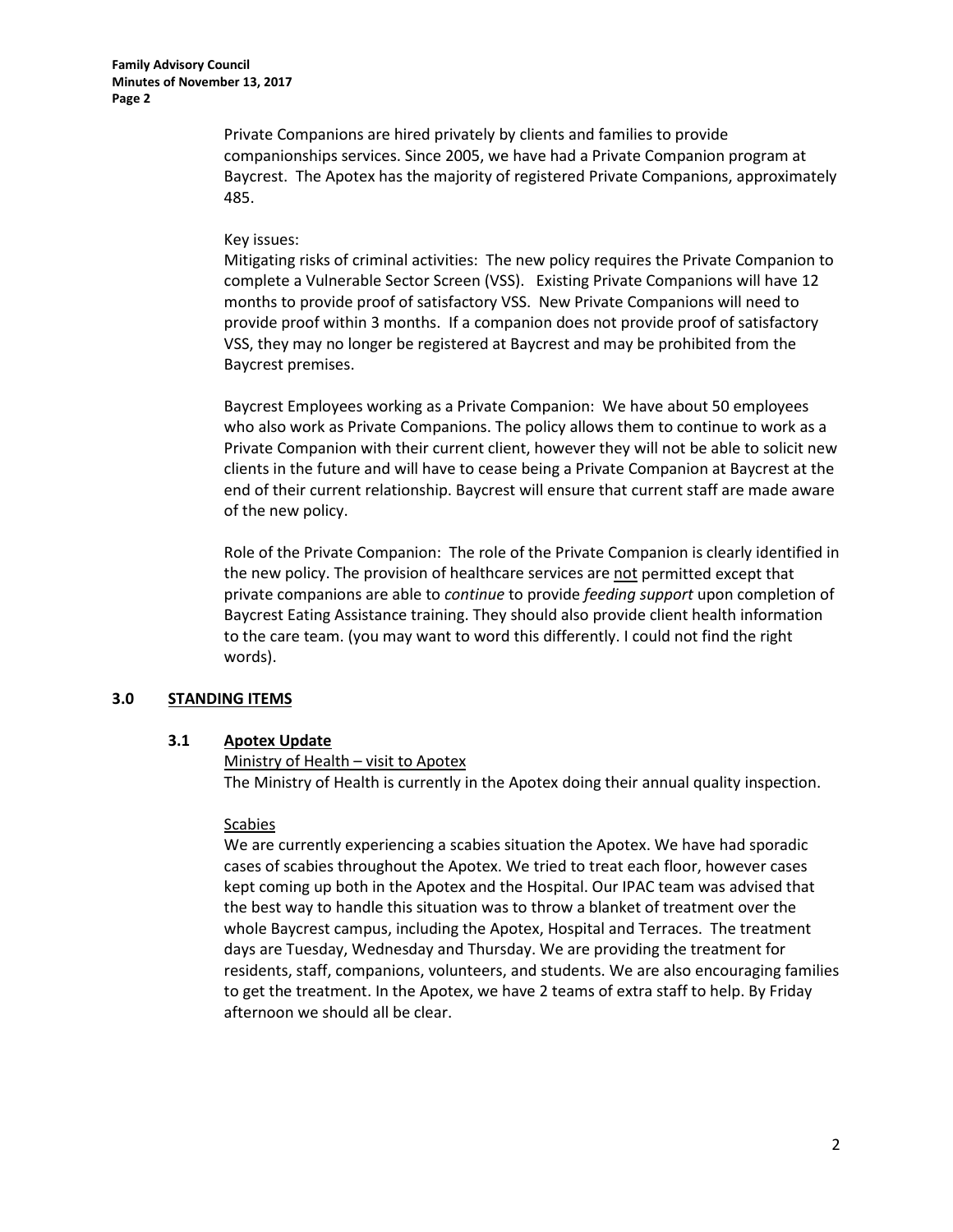Private Companions are hired privately by clients and families to provide companionships services. Since 2005, we have had a Private Companion program at Baycrest. The Apotex has the majority of registered Private Companions, approximately 485.

Key issues:

Mitigating risks of criminal activities: The new policy requires the Private Companion to complete a Vulnerable Sector Screen (VSS). Existing Private Companions will have 12 months to provide proof of satisfactory VSS. New Private Companions will need to provide proof within 3 months. If a companion does not provide proof of satisfactory VSS, they may no longer be registered at Baycrest and may be prohibited from the Baycrest premises.

Baycrest Employees working as a Private Companion: We have about 50 employees who also work as Private Companions. The policy allows them to continue to work as a Private Companion with their current client, however they will not be able to solicit new clients in the future and will have to cease being a Private Companion at Baycrest at the end of their current relationship. Baycrest will ensure that current staff are made aware of the new policy.

Role of the Private Companion: The role of the Private Companion is clearly identified in the new policy. The provision of healthcare services are <u>not</u> permitted except that private companions are able to *continue* to provide *feeding support* upon completion of Baycrest Eating Assistance training. They should also provide client health information to the care team. (you may want to word this differently. I could not find the right words).

## 3.0 STANDING ITEMS

### 3.1 Apotex Update

<u>Ministry of Health – visit to Apotex</u>

The Ministry of Health is currently in the Apotex doing their annual quality inspection.

<u>Scabies</u>

We are currently experiencing a scabies situation the Apotex. We have had sporadic cases of scabies throughout the Apotex. We tried to treat each floor, however cases kept coming up both in the Apotex and the Hospital. Our IPAC team was advised that the best way to handle this situation was to throw a blanket of treatment over the whole Baycrest campus, including the Apotex, Hospital and Terraces. The treatment days are Tuesday, Wednesday and Thursday. We are providing the treatment for residents, staff, companions, volunteers, and students. We are also encouraging families to get the treatment. In the Apotex, we have 2 teams of extra staff to help. By Friday afternoon we should all be clear.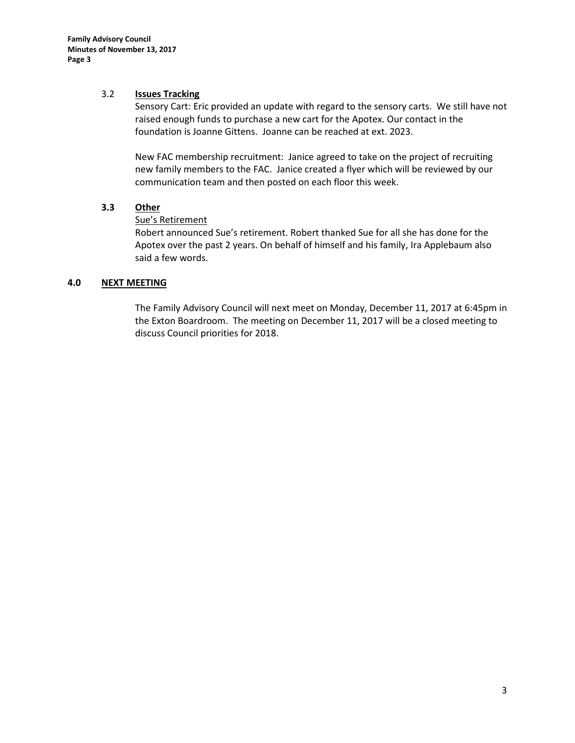### 3.2 **Issues Tracking**

Sensory Cart: Eric provided an update with regard to the sensory carts. We still have not raised enough funds to purchase a new cart for the Apotex. Our contact in the foundation is Joanne Gittens. Joanne can be reached at ext. 2023.

New FAC membership recruitment: Janice agreed to take on the project of recruiting new family members to the FAC. Janice created a flyer which will be reviewed by our communication team and then posted on each floor this week.

### **3.3 Other**

Sue's Retirement

Robert announced Sue's retirement. Robert thanked Sue for all she has done for the Apotex over the past 2 years. On behalf of himself and his family, Ira Applebaum also said a few words.

## **4.0 NEXT MEETING**

The Family Advisory Council will next meet on Monday, December 11, 2017 at 6:45pm in the Exton Boardroom. The meeting on December 11, 2017 will be a closed meeting to discuss Council priorities for 2018.